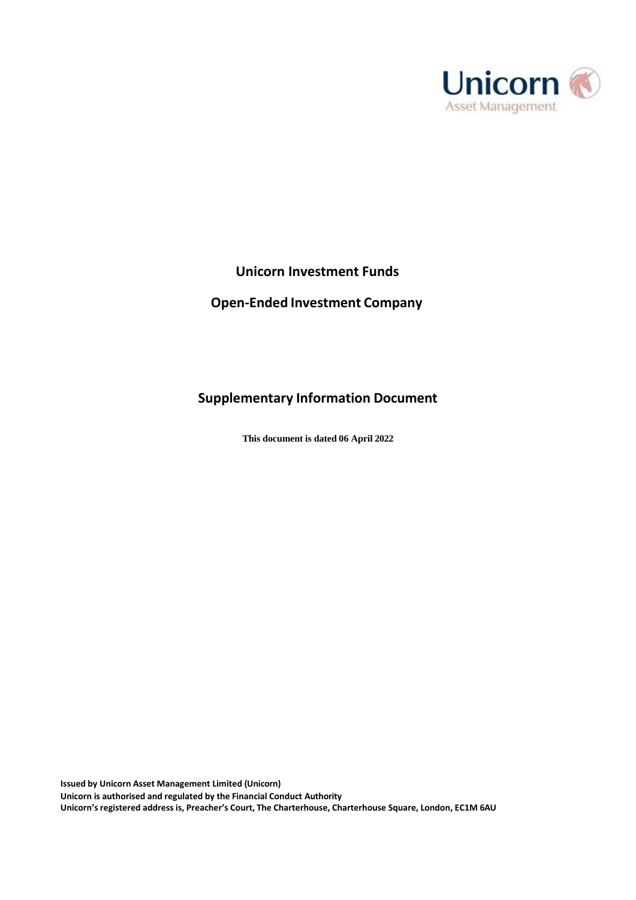Unicorn
Asset Management

# Unicorn Investment Funds

## Open-Ended Investment Company

## Supplementary Information Document

**This document is dated 06 April 2022**

**Issued by Unicorn Asset Management Limited (Unicorn)**
**Unicorn is authorised and regulated by the Financial Conduct Authority**
**Unicorn's registered address is, Preacher's Court, The Charterhouse, Charterhouse Square, London, EC1M 6AU**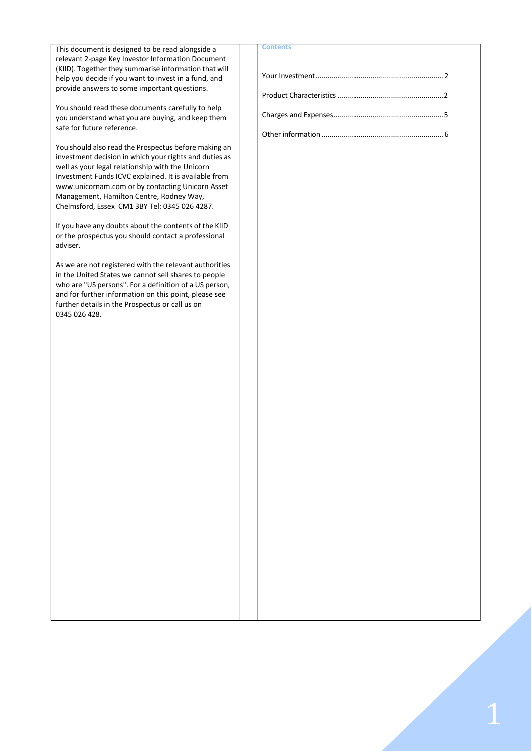This document is designed to be read alongside a relevant 2-page Key Investor Information Document (KIID). Together they summarise information that will help you decide if you want to invest in a fund, and provide answers to some important questions.

You should read these documents carefully to help you understand what you are buying, and keep them safe for future reference.

You should also read the Prospectus before making an investment decision in which your rights and duties as well as your legal relationship with the Unicorn Investment Funds ICVC explained. It is available from www.unicornam.com or by contacting Unicorn Asset Management, Hamilton Centre, Rodney Way, Chelmsford, Essex CM1 3BY Tel: 0345 026 4287.

If you have any doubts about the contents of the KIID or the prospectus you should contact a professional adviser.

As we are not registered with the relevant authorities in the United States we cannot sell shares to people who are "US persons". For a definition of a US person, and for further information on this point, please see further details in the Prospectus or call us on 0345 026 428.

## Contents

Your Investment.............................................................2

Product Characteristics ...................................................2

Charges and Expenses.....................................................5

Other information ..........................................................6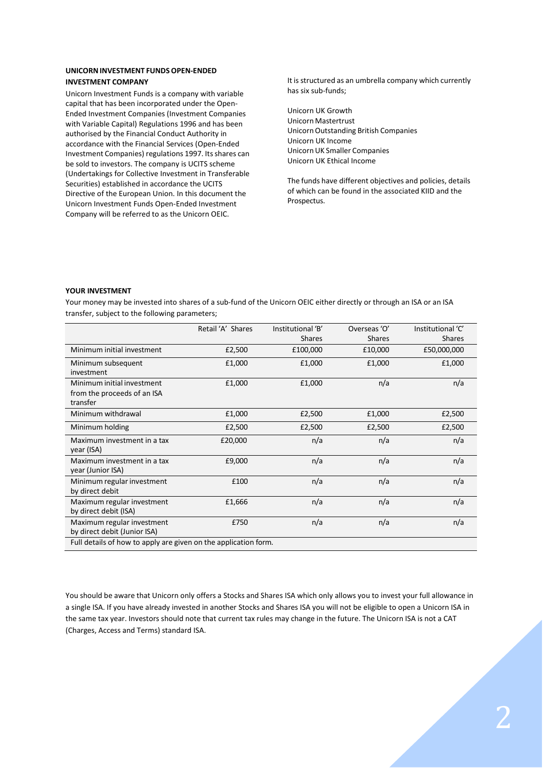**UNICORN INVESTMENT FUNDS OPEN-ENDED INVESTMENT COMPANY**

Unicorn Investment Funds is a company with variable capital that has been incorporated under the Open-Ended Investment Companies (Investment Companies with Variable Capital) Regulations 1996 and has been authorised by the Financial Conduct Authority in accordance with the Financial Services (Open-Ended Investment Companies) regulations 1997. Its shares can be sold to investors. The company is UCITS scheme (Undertakings for Collective Investment in Transferable Securities) established in accordance the UCITS Directive of the European Union. In this document the Unicorn Investment Funds Open-Ended Investment Company will be referred to as the Unicorn OEIC.

It is structured as an umbrella company which currently has six sub-funds;

Unicorn UK Growth
Unicorn Mastertrust
Unicorn Outstanding British Companies
Unicorn UK Income
Unicorn UK Smaller Companies
Unicorn UK Ethical Income

The funds have different objectives and policies, details of which can be found in the associated KIID and the Prospectus.

**YOUR INVESTMENT**

Your money may be invested into shares of a sub-fund of the Unicorn OEIC either directly or through an ISA or an ISA transfer, subject to the following parameters;

| | Retail 'A' Shares | Institutional 'B' Shares | Overseas 'O' Shares | Institutional 'C' Shares |
|---|---|---|---|---|
| Minimum initial investment | £2,500 | £100,000 | £10,000 | £50,000,000 |
| Minimum subsequent investment | £1,000 | £1,000 | £1,000 | £1,000 |
| Minimum initial investment from the proceeds of an ISA transfer | £1,000 | £1,000 | n/a | n/a |
| Minimum withdrawal | £1,000 | £2,500 | £1,000 | £2,500 |
| Minimum holding | £2,500 | £2,500 | £2,500 | £2,500 |
| Maximum investment in a tax year (ISA) | £20,000 | n/a | n/a | n/a |
| Maximum investment in a tax year (Junior ISA) | £9,000 | n/a | n/a | n/a |
| Minimum regular investment by direct debit | £100 | n/a | n/a | n/a |
| Maximum regular investment by direct debit (ISA) | £1,666 | n/a | n/a | n/a |
| Maximum regular investment by direct debit (Junior ISA) | £750 | n/a | n/a | n/a |
| Full details of how to apply are given on the application form. | | | | |

You should be aware that Unicorn only offers a Stocks and Shares ISA which only allows you to invest your full allowance in a single ISA. If you have already invested in another Stocks and Shares ISA you will not be eligible to open a Unicorn ISA in the same tax year. Investors should note that current tax rules may change in the future. The Unicorn ISA is not a CAT (Charges, Access and Terms) standard ISA.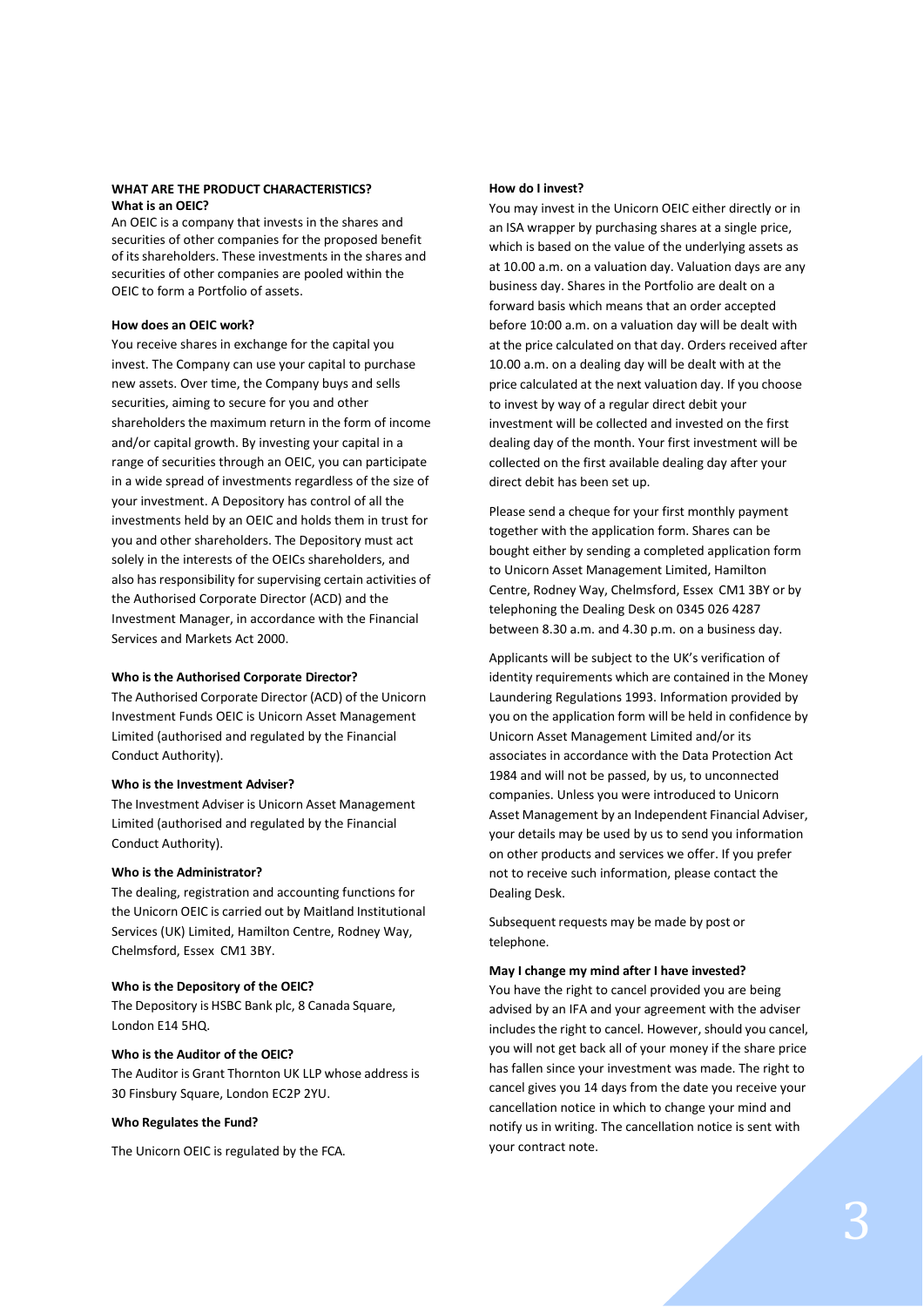## WHAT ARE THE PRODUCT CHARACTERISTICS?

### What is an OEIC?

An OEIC is a company that invests in the shares and securities of other companies for the proposed benefit of its shareholders. These investments in the shares and securities of other companies are pooled within the OEIC to form a Portfolio of assets.

### How does an OEIC work?

You receive shares in exchange for the capital you invest. The Company can use your capital to purchase new assets. Over time, the Company buys and sells securities, aiming to secure for you and other shareholders the maximum return in the form of income and/or capital growth. By investing your capital in a range of securities through an OEIC, you can participate in a wide spread of investments regardless of the size of your investment. A Depository has control of all the investments held by an OEIC and holds them in trust for you and other shareholders. The Depository must act solely in the interests of the OEICs shareholders, and also has responsibility for supervising certain activities of the Authorised Corporate Director (ACD) and the Investment Manager, in accordance with the Financial Services and Markets Act 2000.

### Who is the Authorised Corporate Director?

The Authorised Corporate Director (ACD) of the Unicorn Investment Funds OEIC is Unicorn Asset Management Limited (authorised and regulated by the Financial Conduct Authority).

### Who is the Investment Adviser?

The Investment Adviser is Unicorn Asset Management Limited (authorised and regulated by the Financial Conduct Authority).

### Who is the Administrator?

The dealing, registration and accounting functions for the Unicorn OEIC is carried out by Maitland Institutional Services (UK) Limited, Hamilton Centre, Rodney Way, Chelmsford, Essex CM1 3BY.

### Who is the Depository of the OEIC?

The Depository is HSBC Bank plc, 8 Canada Square, London E14 5HQ.

### Who is the Auditor of the OEIC?

The Auditor is Grant Thornton UK LLP whose address is 30 Finsbury Square, London EC2P 2YU.

### Who Regulates the Fund?

The Unicorn OEIC is regulated by the FCA.

### How do I invest?

You may invest in the Unicorn OEIC either directly or in an ISA wrapper by purchasing shares at a single price, which is based on the value of the underlying assets as at 10.00 a.m. on a valuation day. Valuation days are any business day. Shares in the Portfolio are dealt on a forward basis which means that an order accepted before 10:00 a.m. on a valuation day will be dealt with at the price calculated on that day. Orders received after 10.00 a.m. on a dealing day will be dealt with at the price calculated at the next valuation day. If you choose to invest by way of a regular direct debit your investment will be collected and invested on the first dealing day of the month. Your first investment will be collected on the first available dealing day after your direct debit has been set up.

Please send a cheque for your first monthly payment together with the application form. Shares can be bought either by sending a completed application form to Unicorn Asset Management Limited, Hamilton Centre, Rodney Way, Chelmsford, Essex CM1 3BY or by telephoning the Dealing Desk on 0345 026 4287 between 8.30 a.m. and 4.30 p.m. on a business day.

Applicants will be subject to the UK's verification of identity requirements which are contained in the Money Laundering Regulations 1993. Information provided by you on the application form will be held in confidence by Unicorn Asset Management Limited and/or its associates in accordance with the Data Protection Act 1984 and will not be passed, by us, to unconnected companies. Unless you were introduced to Unicorn Asset Management by an Independent Financial Adviser, your details may be used by us to send you information on other products and services we offer. If you prefer not to receive such information, please contact the Dealing Desk.

Subsequent requests may be made by post or telephone.

### May I change my mind after I have invested?

You have the right to cancel provided you are being advised by an IFA and your agreement with the adviser includes the right to cancel. However, should you cancel, you will not get back all of your money if the share price has fallen since your investment was made. The right to cancel gives you 14 days from the date you receive your cancellation notice in which to change your mind and notify us in writing. The cancellation notice is sent with your contract note.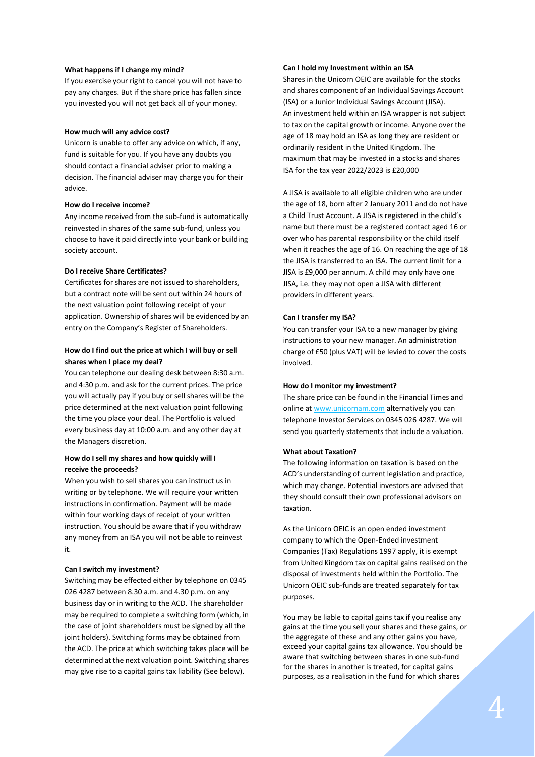**What happens if I change my mind?**

If you exercise your right to cancel you will not have to pay any charges. But if the share price has fallen since you invested you will not get back all of your money.

**How much will any advice cost?**

Unicorn is unable to offer any advice on which, if any, fund is suitable for you. If you have any doubts you should contact a financial adviser prior to making a decision. The financial adviser may charge you for their advice.

**How do I receive income?**

Any income received from the sub-fund is automatically reinvested in shares of the same sub-fund, unless you choose to have it paid directly into your bank or building society account.

**Do I receive Share Certificates?**

Certificates for shares are not issued to shareholders, but a contract note will be sent out within 24 hours of the next valuation point following receipt of your application. Ownership of shares will be evidenced by an entry on the Company's Register of Shareholders.

**How do I find out the price at which I will buy or sell shares when I place my deal?**

You can telephone our dealing desk between 8:30 a.m. and 4:30 p.m. and ask for the current prices. The price you will actually pay if you buy or sell shares will be the price determined at the next valuation point following the time you place your deal. The Portfolio is valued every business day at 10:00 a.m. and any other day at the Managers discretion.

**How do I sell my shares and how quickly will I receive the proceeds?**

When you wish to sell shares you can instruct us in writing or by telephone. We will require your written instructions in confirmation. Payment will be made within four working days of receipt of your written instruction. You should be aware that if you withdraw any money from an ISA you will not be able to reinvest it.

**Can I switch my investment?**

Switching may be effected either by telephone on 0345 026 4287 between 8.30 a.m. and 4.30 p.m. on any business day or in writing to the ACD. The shareholder may be required to complete a switching form (which, in the case of joint shareholders must be signed by all the joint holders). Switching forms may be obtained from the ACD. The price at which switching takes place will be determined at the next valuation point. Switching shares may give rise to a capital gains tax liability (See below).

**Can I hold my Investment within an ISA**

Shares in the Unicorn OEIC are available for the stocks and shares component of an Individual Savings Account (ISA) or a Junior Individual Savings Account (JISA). An investment held within an ISA wrapper is not subject to tax on the capital growth or income. Anyone over the age of 18 may hold an ISA as long they are resident or ordinarily resident in the United Kingdom. The maximum that may be invested in a stocks and shares ISA for the tax year 2022/2023 is £20,000

A JISA is available to all eligible children who are under the age of 18, born after 2 January 2011 and do not have a Child Trust Account. A JISA is registered in the child's name but there must be a registered contact aged 16 or over who has parental responsibility or the child itself when it reaches the age of 16. On reaching the age of 18 the JISA is transferred to an ISA. The current limit for a JISA is £9,000 per annum. A child may only have one JISA, i.e. they may not open a JISA with different providers in different years.

**Can I transfer my ISA?**

You can transfer your ISA to a new manager by giving instructions to your new manager. An administration charge of £50 (plus VAT) will be levied to cover the costs involved.

**How do I monitor my investment?**

The share price can be found in the Financial Times and online at www.unicornam.com alternatively you can telephone Investor Services on 0345 026 4287. We will send you quarterly statements that include a valuation.

**What about Taxation?**

The following information on taxation is based on the ACD's understanding of current legislation and practice, which may change. Potential investors are advised that they should consult their own professional advisors on taxation.

As the Unicorn OEIC is an open ended investment company to which the Open-Ended investment Companies (Tax) Regulations 1997 apply, it is exempt from United Kingdom tax on capital gains realised on the disposal of investments held within the Portfolio. The Unicorn OEIC sub-funds are treated separately for tax purposes.

You may be liable to capital gains tax if you realise any gains at the time you sell your shares and these gains, or the aggregate of these and any other gains you have, exceed your capital gains tax allowance. You should be aware that switching between shares in one sub-fund for the shares in another is treated, for capital gains purposes, as a realisation in the fund for which shares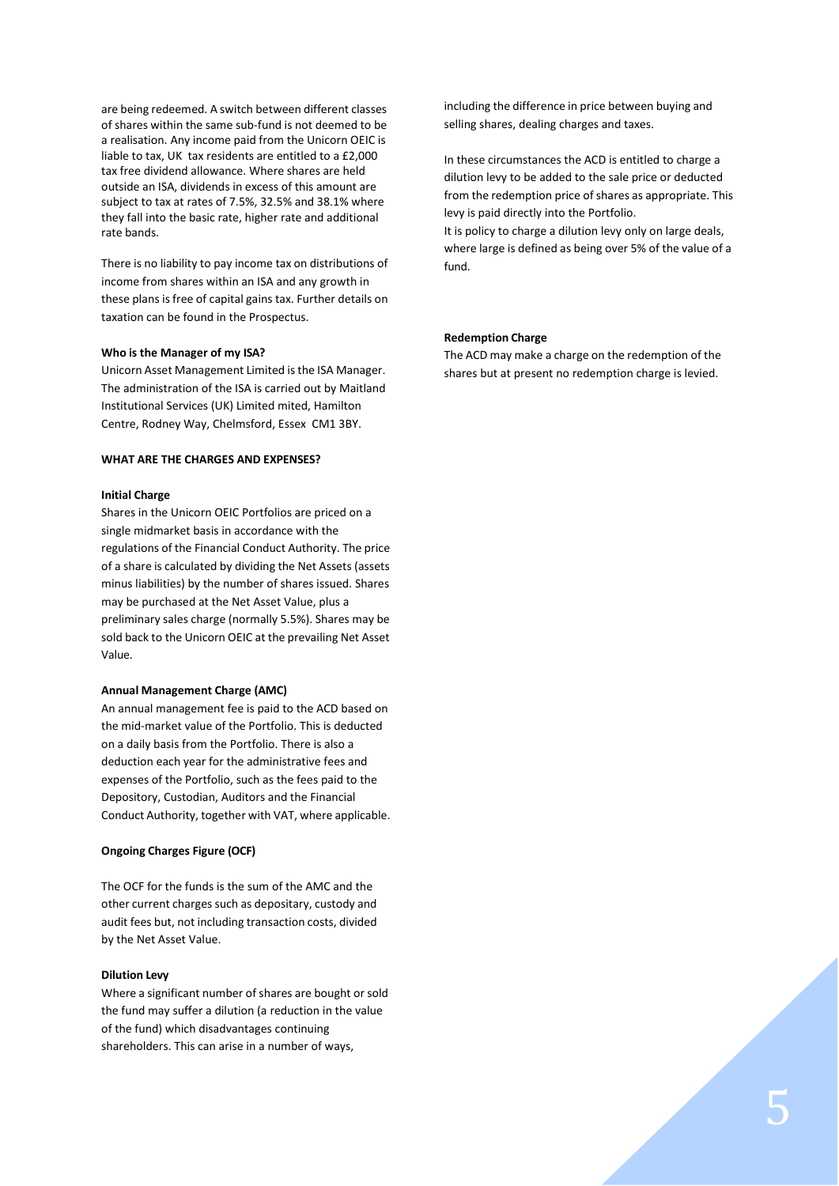are being redeemed. A switch between different classes of shares within the same sub-fund is not deemed to be a realisation. Any income paid from the Unicorn OEIC is liable to tax, UK tax residents are entitled to a £2,000 tax free dividend allowance. Where shares are held outside an ISA, dividends in excess of this amount are subject to tax at rates of 7.5%, 32.5% and 38.1% where they fall into the basic rate, higher rate and additional rate bands.

There is no liability to pay income tax on distributions of income from shares within an ISA and any growth in these plans is free of capital gains tax. Further details on taxation can be found in the Prospectus.

**Who is the Manager of my ISA?**

Unicorn Asset Management Limited is the ISA Manager. The administration of the ISA is carried out by Maitland Institutional Services (UK) Limited mited, Hamilton Centre, Rodney Way, Chelmsford, Essex CM1 3BY.

**WHAT ARE THE CHARGES AND EXPENSES?**

**Initial Charge**

Shares in the Unicorn OEIC Portfolios are priced on a single midmarket basis in accordance with the regulations of the Financial Conduct Authority. The price of a share is calculated by dividing the Net Assets (assets minus liabilities) by the number of shares issued. Shares may be purchased at the Net Asset Value, plus a preliminary sales charge (normally 5.5%). Shares may be sold back to the Unicorn OEIC at the prevailing Net Asset Value.

**Annual Management Charge (AMC)**

An annual management fee is paid to the ACD based on the mid-market value of the Portfolio. This is deducted on a daily basis from the Portfolio. There is also a deduction each year for the administrative fees and expenses of the Portfolio, such as the fees paid to the Depository, Custodian, Auditors and the Financial Conduct Authority, together with VAT, where applicable.

**Ongoing Charges Figure (OCF)**

The OCF for the funds is the sum of the AMC and the other current charges such as depositary, custody and audit fees but, not including transaction costs, divided by the Net Asset Value.

**Dilution Levy**

Where a significant number of shares are bought or sold the fund may suffer a dilution (a reduction in the value of the fund) which disadvantages continuing shareholders. This can arise in a number of ways, including the difference in price between buying and selling shares, dealing charges and taxes.

In these circumstances the ACD is entitled to charge a dilution levy to be added to the sale price or deducted from the redemption price of shares as appropriate. This levy is paid directly into the Portfolio.
It is policy to charge a dilution levy only on large deals, where large is defined as being over 5% of the value of a fund.

**Redemption Charge**

The ACD may make a charge on the redemption of the shares but at present no redemption charge is levied.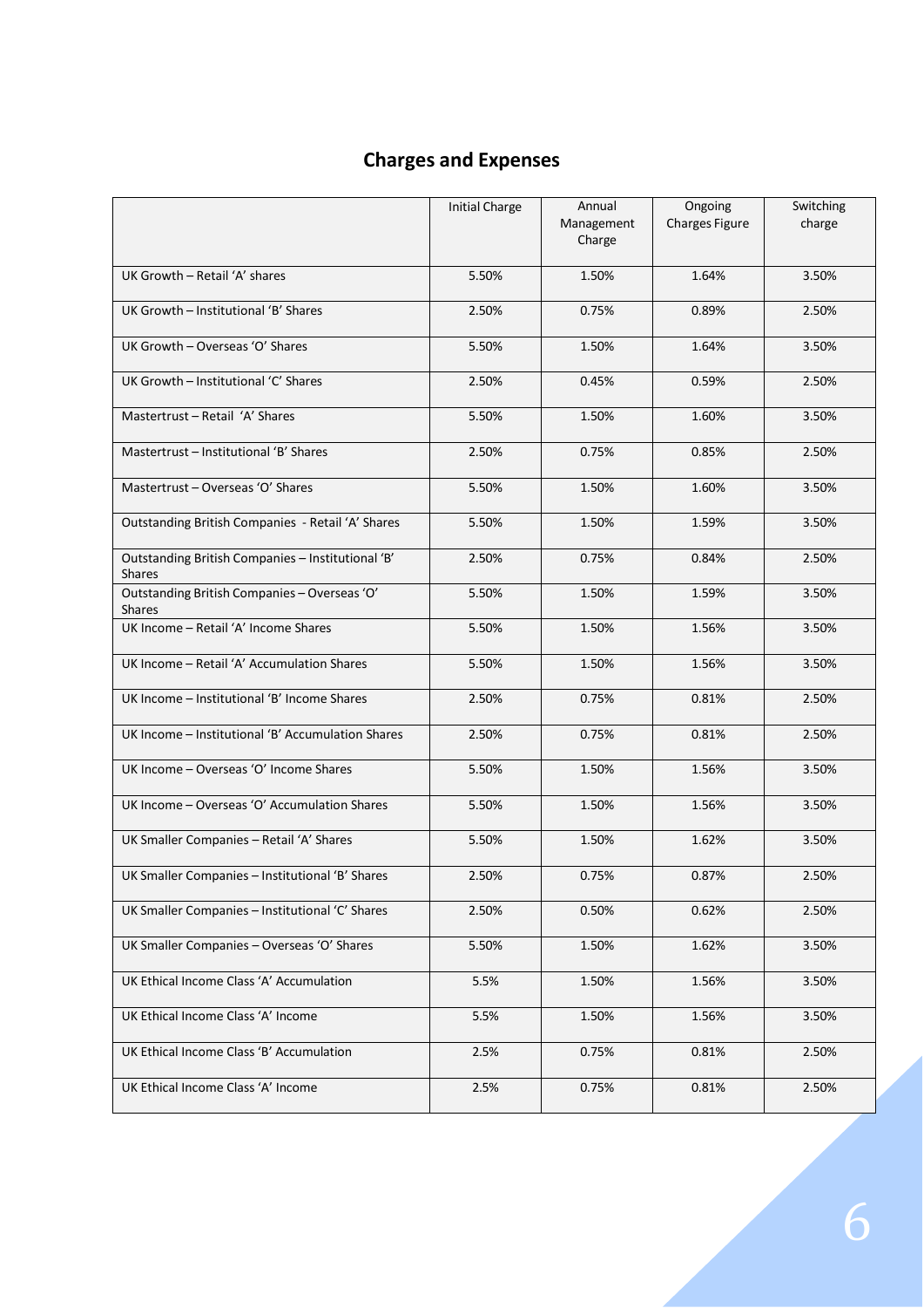## Charges and Expenses

| | Initial Charge | Annual Management Charge | Ongoing Charges Figure | Switching charge |
|---|---|---|---|---|
| UK Growth – Retail 'A' shares | 5.50% | 1.50% | 1.64% | 3.50% |
| UK Growth – Institutional 'B' Shares | 2.50% | 0.75% | 0.89% | 2.50% |
| UK Growth – Overseas 'O' Shares | 5.50% | 1.50% | 1.64% | 3.50% |
| UK Growth – Institutional 'C' Shares | 2.50% | 0.45% | 0.59% | 2.50% |
| Mastertrust – Retail 'A' Shares | 5.50% | 1.50% | 1.60% | 3.50% |
| Mastertrust – Institutional 'B' Shares | 2.50% | 0.75% | 0.85% | 2.50% |
| Mastertrust – Overseas 'O' Shares | 5.50% | 1.50% | 1.60% | 3.50% |
| Outstanding British Companies - Retail 'A' Shares | 5.50% | 1.50% | 1.59% | 3.50% |
| Outstanding British Companies – Institutional 'B' Shares | 2.50% | 0.75% | 0.84% | 2.50% |
| Outstanding British Companies – Overseas 'O' Shares | 5.50% | 1.50% | 1.59% | 3.50% |
| UK Income – Retail 'A' Income Shares | 5.50% | 1.50% | 1.56% | 3.50% |
| UK Income – Retail 'A' Accumulation Shares | 5.50% | 1.50% | 1.56% | 3.50% |
| UK Income – Institutional 'B' Income Shares | 2.50% | 0.75% | 0.81% | 2.50% |
| UK Income – Institutional 'B' Accumulation Shares | 2.50% | 0.75% | 0.81% | 2.50% |
| UK Income – Overseas 'O' Income Shares | 5.50% | 1.50% | 1.56% | 3.50% |
| UK Income – Overseas 'O' Accumulation Shares | 5.50% | 1.50% | 1.56% | 3.50% |
| UK Smaller Companies – Retail 'A' Shares | 5.50% | 1.50% | 1.62% | 3.50% |
| UK Smaller Companies – Institutional 'B' Shares | 2.50% | 0.75% | 0.87% | 2.50% |
| UK Smaller Companies – Institutional 'C' Shares | 2.50% | 0.50% | 0.62% | 2.50% |
| UK Smaller Companies – Overseas 'O' Shares | 5.50% | 1.50% | 1.62% | 3.50% |
| UK Ethical Income Class 'A' Accumulation | 5.5% | 1.50% | 1.56% | 3.50% |
| UK Ethical Income Class 'A' Income | 5.5% | 1.50% | 1.56% | 3.50% |
| UK Ethical Income Class 'B' Accumulation | 2.5% | 0.75% | 0.81% | 2.50% |
| UK Ethical Income Class 'A' Income | 2.5% | 0.75% | 0.81% | 2.50% |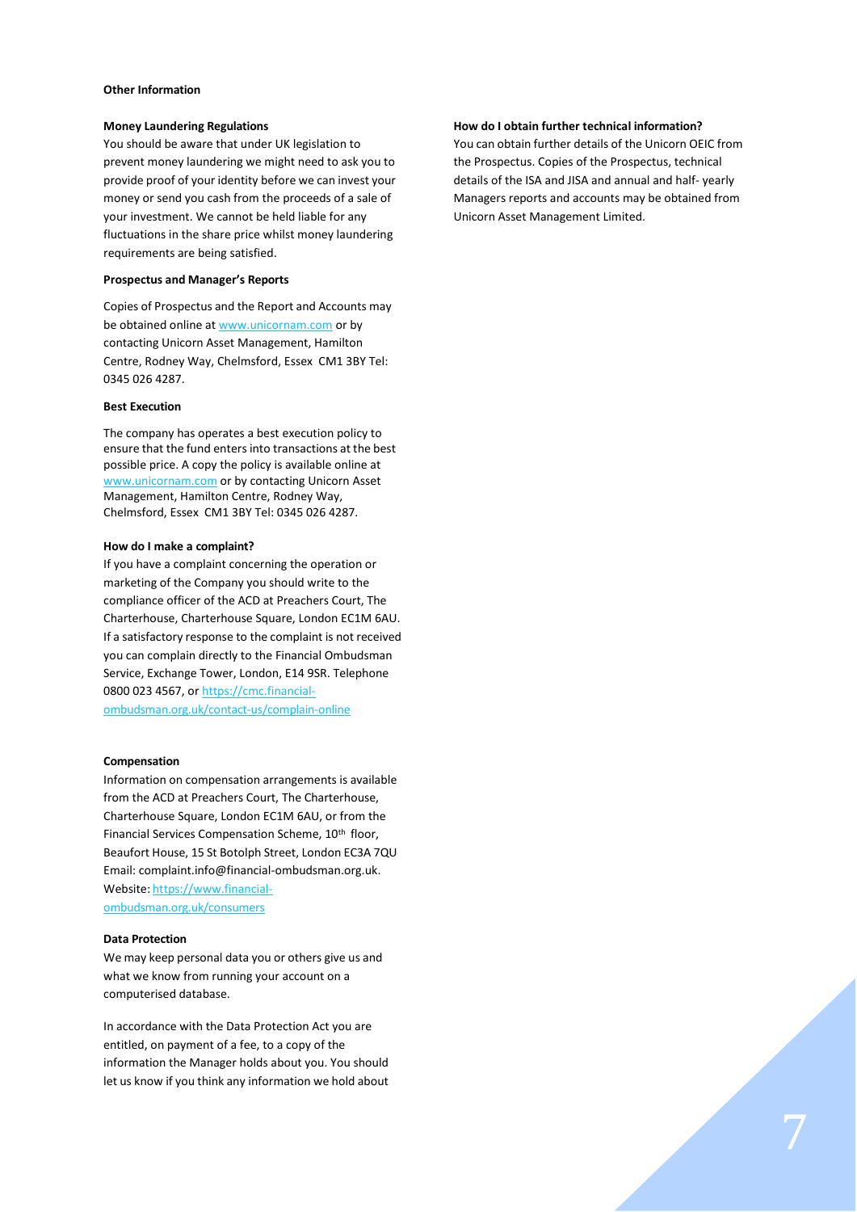## Other Information

### Money Laundering Regulations

You should be aware that under UK legislation to prevent money laundering we might need to ask you to provide proof of your identity before we can invest your money or send you cash from the proceeds of a sale of your investment. We cannot be held liable for any fluctuations in the share price whilst money laundering requirements are being satisfied.

### Prospectus and Manager's Reports

Copies of Prospectus and the Report and Accounts may be obtained online at www.unicornam.com or by contacting Unicorn Asset Management, Hamilton Centre, Rodney Way, Chelmsford, Essex CM1 3BY Tel: 0345 026 4287.

### Best Execution

The company has operates a best execution policy to ensure that the fund enters into transactions at the best possible price. A copy the policy is available online at www.unicornam.com or by contacting Unicorn Asset Management, Hamilton Centre, Rodney Way, Chelmsford, Essex CM1 3BY Tel: 0345 026 4287.

### How do I make a complaint?

If you have a complaint concerning the operation or marketing of the Company you should write to the compliance officer of the ACD at Preachers Court, The Charterhouse, Charterhouse Square, London EC1M 6AU. If a satisfactory response to the complaint is not received you can complain directly to the Financial Ombudsman Service, Exchange Tower, London, E14 9SR. Telephone 0800 023 4567, or https://cmc.financial-ombudsman.org.uk/contact-us/complain-online

### Compensation

Information on compensation arrangements is available from the ACD at Preachers Court, The Charterhouse, Charterhouse Square, London EC1M 6AU, or from the Financial Services Compensation Scheme, 10th floor, Beaufort House, 15 St Botolph Street, London EC3A 7QU Email: complaint.info@financial-ombudsman.org.uk. Website: https://www.financial-ombudsman.org.uk/consumers

### Data Protection

We may keep personal data you or others give us and what we know from running your account on a computerised database.

In accordance with the Data Protection Act you are entitled, on payment of a fee, to a copy of the information the Manager holds about you. You should let us know if you think any information we hold about

### How do I obtain further technical information?

You can obtain further details of the Unicorn OEIC from the Prospectus. Copies of the Prospectus, technical details of the ISA and JISA and annual and half- yearly Managers reports and accounts may be obtained from Unicorn Asset Management Limited.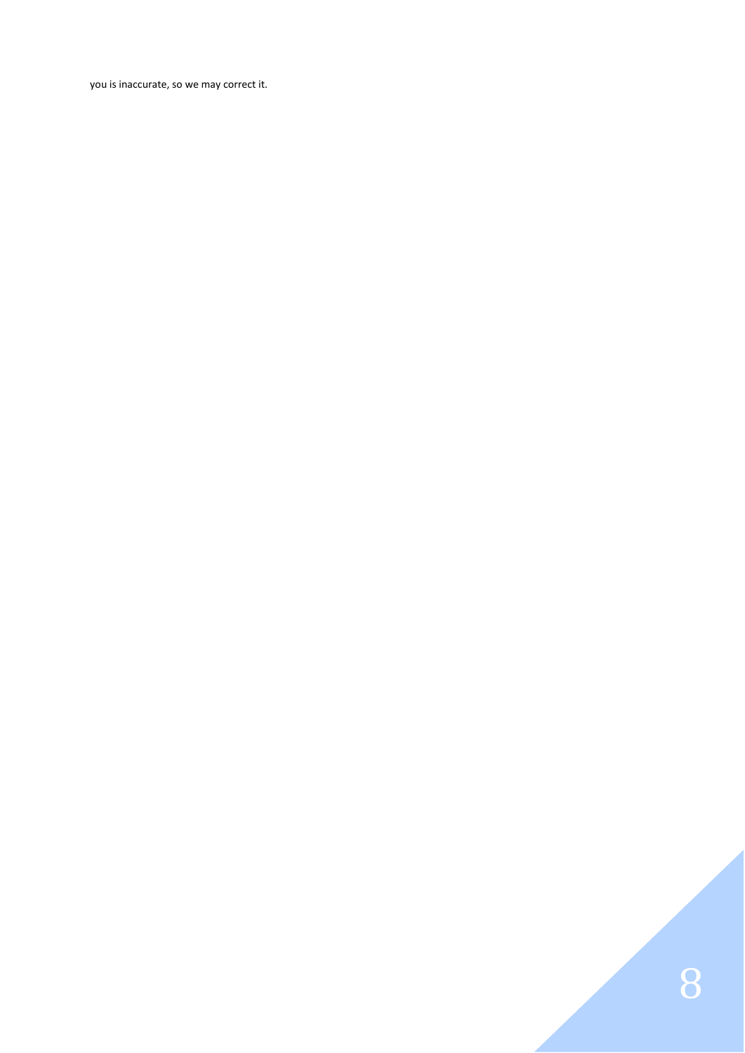you is inaccurate, so we may correct it.